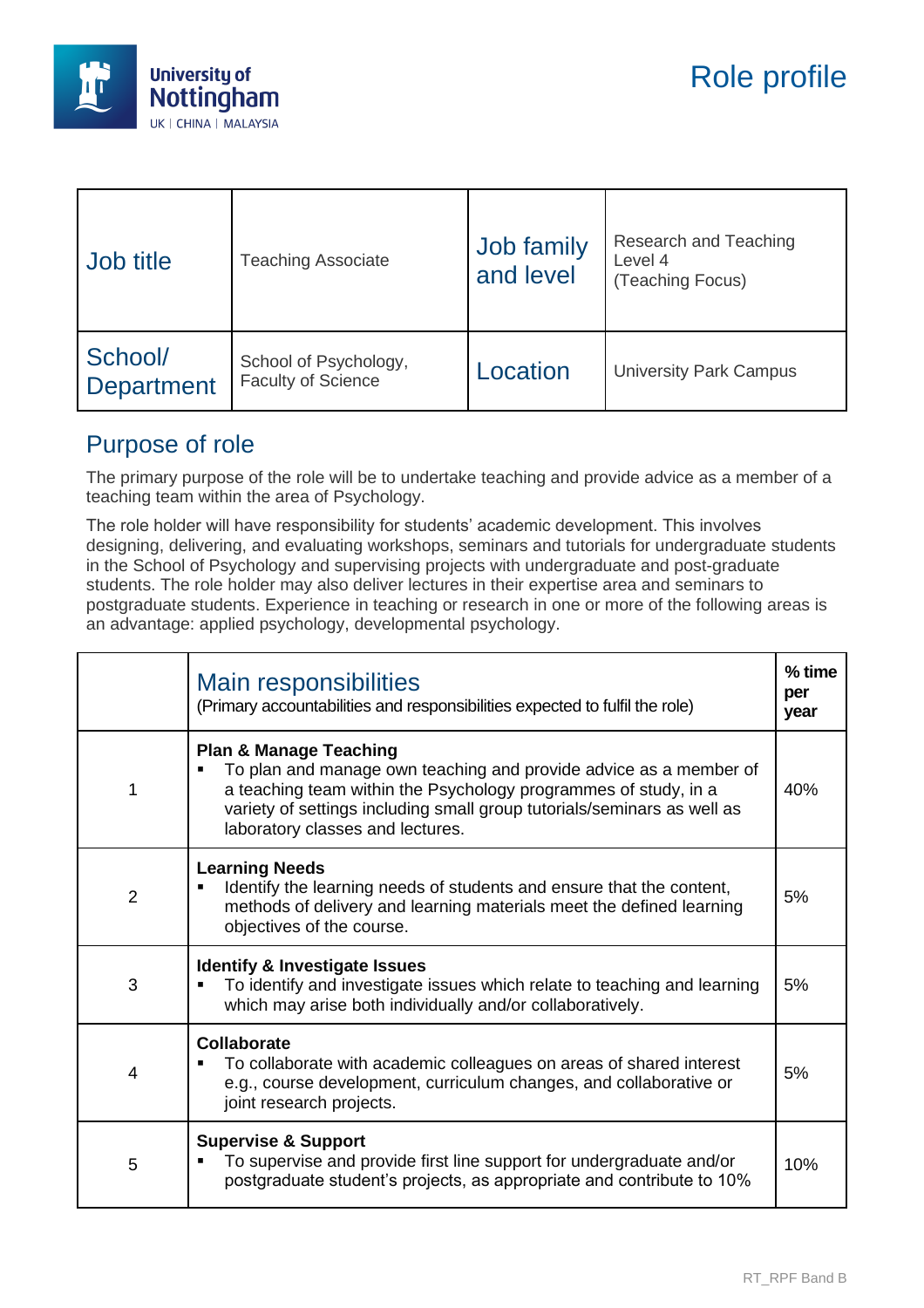# Role profile

| Job title | Teaching Associate | Job family and level | Research and Teaching Level 4 (Teaching Focus) |
|---|---|---|---|
| School/ Department | School of Psychology, Faculty of Science | Location | University Park Campus |

## Purpose of role

The primary purpose of the role will be to undertake teaching and provide advice as a member of a teaching team within the area of Psychology.

The role holder will have responsibility for students' academic development. This involves designing, delivering, and evaluating workshops, seminars and tutorials for undergraduate students in the School of Psychology and supervising projects with undergraduate and post-graduate students. The role holder may also deliver lectures in their expertise area and seminars to postgraduate students. Experience in teaching or research in one or more of the following areas is an advantage: applied psychology, developmental psychology.

| | Main responsibilities<br>(Primary accountabilities and responsibilities expected to fulfil the role) | % time per year |
|---|---|---|
| 1 | **Plan & Manage Teaching**<br>▪ To plan and manage own teaching and provide advice as a member of a teaching team within the Psychology programmes of study, in a variety of settings including small group tutorials/seminars as well as laboratory classes and lectures. | 40% |
| 2 | **Learning Needs**<br>▪ Identify the learning needs of students and ensure that the content, methods of delivery and learning materials meet the defined learning objectives of the course. | 5% |
| 3 | **Identify & Investigate Issues**<br>▪ To identify and investigate issues which relate to teaching and learning which may arise both individually and/or collaboratively. | 5% |
| 4 | **Collaborate**<br>▪ To collaborate with academic colleagues on areas of shared interest e.g., course development, curriculum changes, and collaborative or joint research projects. | 5% |
| 5 | **Supervise & Support**<br>▪ To supervise and provide first line support for undergraduate and/or postgraduate student's projects, as appropriate and contribute to 10% | 10% |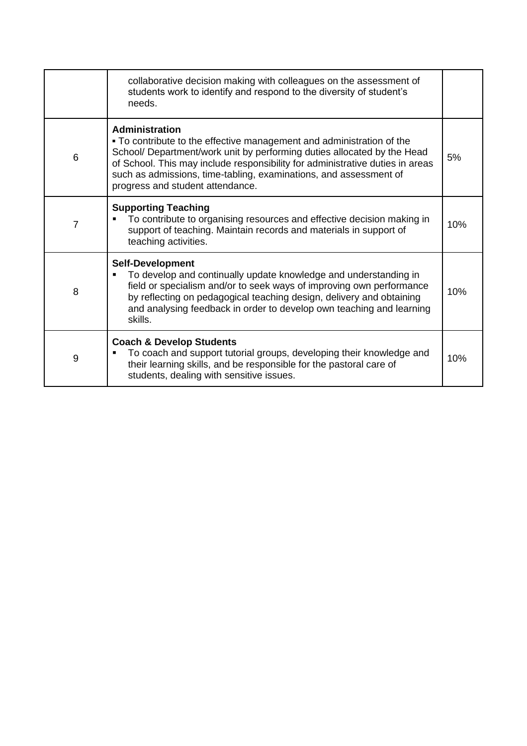| | | |
|---|---|---|
| | collaborative decision making with colleagues on the assessment of students work to identify and respond to the diversity of student's needs. | |
| 6 | **Administration**<br>▪ To contribute to the effective management and administration of the School/ Department/work unit by performing duties allocated by the Head of School. This may include responsibility for administrative duties in areas such as admissions, time-tabling, examinations, and assessment of progress and student attendance. | 5% |
| 7 | **Supporting Teaching**<br>▪ To contribute to organising resources and effective decision making in support of teaching. Maintain records and materials in support of teaching activities. | 10% |
| 8 | **Self-Development**<br>▪ To develop and continually update knowledge and understanding in field or specialism and/or to seek ways of improving own performance by reflecting on pedagogical teaching design, delivery and obtaining and analysing feedback in order to develop own teaching and learning skills. | 10% |
| 9 | **Coach & Develop Students**<br>▪ To coach and support tutorial groups, developing their knowledge and their learning skills, and be responsible for the pastoral care of students, dealing with sensitive issues. | 10% |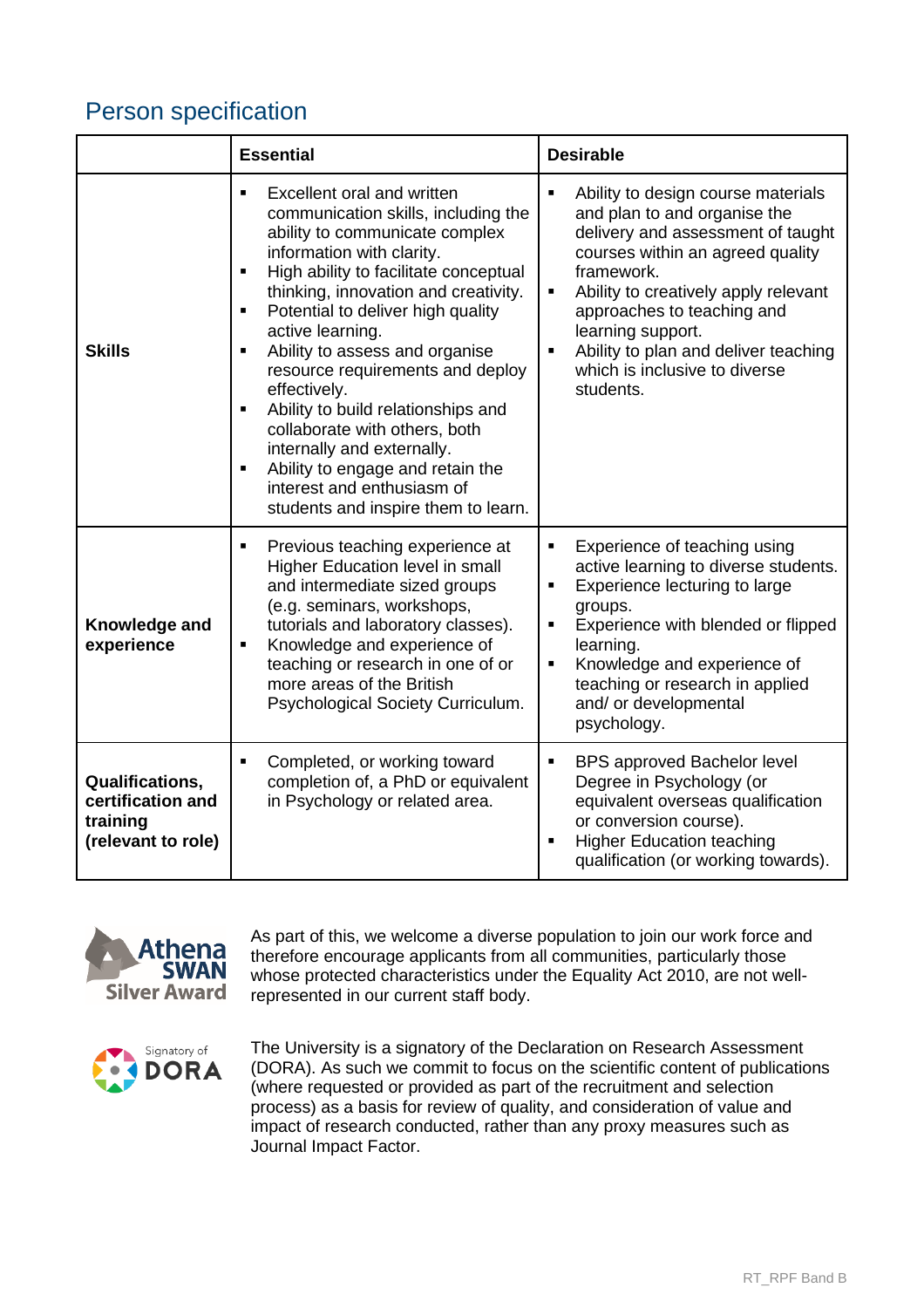## Person specification

| | Essential | Desirable |
|---|---|---|
| **Skills** | ▪ Excellent oral and written communication skills, including the ability to communicate complex information with clarity.<br>▪ High ability to facilitate conceptual thinking, innovation and creativity.<br>▪ Potential to deliver high quality active learning.<br>▪ Ability to assess and organise resource requirements and deploy effectively.<br>▪ Ability to build relationships and collaborate with others, both internally and externally.<br>▪ Ability to engage and retain the interest and enthusiasm of students and inspire them to learn. | ▪ Ability to design course materials and plan to and organise the delivery and assessment of taught courses within an agreed quality framework.<br>▪ Ability to creatively apply relevant approaches to teaching and learning support.<br>▪ Ability to plan and deliver teaching which is inclusive to diverse students. |
| **Knowledge and experience** | ▪ Previous teaching experience at Higher Education level in small and intermediate sized groups (e.g. seminars, workshops, tutorials and laboratory classes).<br>▪ Knowledge and experience of teaching or research in one of or more areas of the British Psychological Society Curriculum. | ▪ Experience of teaching using active learning to diverse students.<br>▪ Experience lecturing to large groups.<br>▪ Experience with blended or flipped learning.<br>▪ Knowledge and experience of teaching or research in applied and/ or developmental psychology. |
| **Qualifications, certification and training (relevant to role)** | ▪ Completed, or working toward completion of, a PhD or equivalent in Psychology or related area. | ▪ BPS approved Bachelor level Degree in Psychology (or equivalent overseas qualification or conversion course).<br>▪ Higher Education teaching qualification (or working towards). |

Athena SWAN Silver Award

As part of this, we welcome a diverse population to join our work force and therefore encourage applicants from all communities, particularly those whose protected characteristics under the Equality Act 2010, are not well-represented in our current staff body.

Signatory of DORA

The University is a signatory of the Declaration on Research Assessment (DORA). As such we commit to focus on the scientific content of publications (where requested or provided as part of the recruitment and selection process) as a basis for review of quality, and consideration of value and impact of research conducted, rather than any proxy measures such as Journal Impact Factor.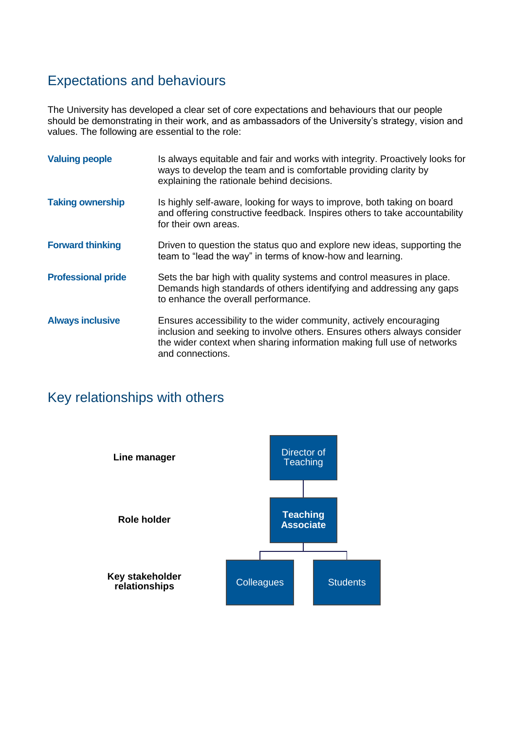## Expectations and behaviours

The University has developed a clear set of core expectations and behaviours that our people should be demonstrating in their work, and as ambassadors of the University's strategy, vision and values. The following are essential to the role:

| | |
|---|---|
| **Valuing people** | Is always equitable and fair and works with integrity. Proactively looks for ways to develop the team and is comfortable providing clarity by explaining the rationale behind decisions. |
| **Taking ownership** | Is highly self-aware, looking for ways to improve, both taking on board and offering constructive feedback. Inspires others to take accountability for their own areas. |
| **Forward thinking** | Driven to question the status quo and explore new ideas, supporting the team to "lead the way" in terms of know-how and learning. |
| **Professional pride** | Sets the bar high with quality systems and control measures in place. Demands high standards of others identifying and addressing any gaps to enhance the overall performance. |
| **Always inclusive** | Ensures accessibility to the wider community, actively encouraging inclusion and seeking to involve others. Ensures others always consider the wider context when sharing information making full use of networks and connections. |

## Key relationships with others

**Line manager**

Director of Teaching

**Role holder**

**Teaching Associate**

**Key stakeholder relationships**

Colleagues

Students